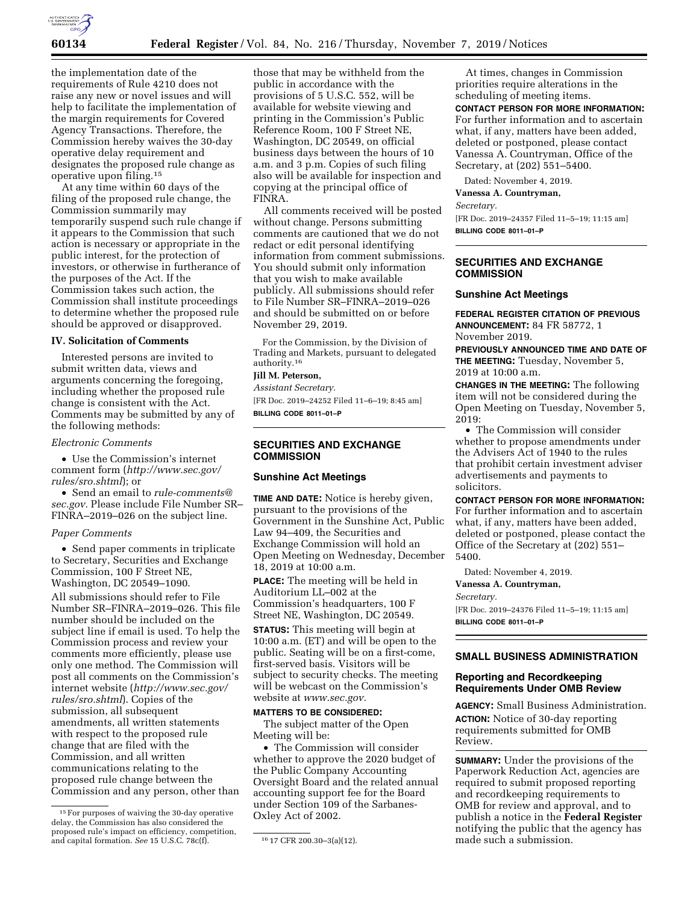the implementation date of the requirements of Rule 4210 does not raise any new or novel issues and will help to facilitate the implementation of the margin requirements for Covered Agency Transactions. Therefore, the Commission hereby waives the 30-day operative delay requirement and designates the proposed rule change as operative upon filing.[15]

At any time within 60 days of the filing of the proposed rule change, the Commission summarily may temporarily suspend such rule change if it appears to the Commission that such action is necessary or appropriate in the public interest, for the protection of investors, or otherwise in furtherance of the purposes of the Act. If the Commission takes such action, the Commission shall institute proceedings to determine whether the proposed rule should be approved or disapproved.

### IV. Solicitation of Comments

Interested persons are invited to submit written data, views and arguments concerning the foregoing, including whether the proposed rule change is consistent with the Act. Comments may be submitted by any of the following methods:

*Electronic Comments*

- Use the Commission's internet comment form (*http://www.sec.gov/rules/sro.shtml*); or
- Send an email to *rule-comments@sec.gov.* Please include File Number SR–FINRA–2019–026 on the subject line.

*Paper Comments*

- Send paper comments in triplicate to Secretary, Securities and Exchange Commission, 100 F Street NE, Washington, DC 20549–1090.

All submissions should refer to File Number SR–FINRA–2019–026. This file number should be included on the subject line if email is used. To help the Commission process and review your comments more efficiently, please use only one method. The Commission will post all comments on the Commission's internet website (*http://www.sec.gov/rules/sro.shtml*). Copies of the submission, all subsequent amendments, all written statements with respect to the proposed rule change that are filed with the Commission, and all written communications relating to the proposed rule change between the Commission and any person, other than those that may be withheld from the public in accordance with the provisions of 5 U.S.C. 552, will be available for website viewing and printing in the Commission's Public Reference Room, 100 F Street NE, Washington, DC 20549, on official business days between the hours of 10 a.m. and 3 p.m. Copies of such filing also will be available for inspection and copying at the principal office of FINRA.

All comments received will be posted without change. Persons submitting comments are cautioned that we do not redact or edit personal identifying information from comment submissions. You should submit only information that you wish to make available publicly. All submissions should refer to File Number SR–FINRA–2019–026 and should be submitted on or before November 29, 2019.

For the Commission, by the Division of Trading and Markets, pursuant to delegated authority.[16]

**Jill M. Peterson,**

*Assistant Secretary.*

[FR Doc. 2019–24252 Filed 11–6–19; 8:45 am]

**BILLING CODE 8011–01–P**

[15] For purposes of waiving the 30-day operative delay, the Commission has also considered the proposed rule's impact on efficiency, competition, and capital formation. *See* 15 U.S.C. 78c(f).

[16] 17 CFR 200.30–3(a)(12).

---

## SECURITIES AND EXCHANGE COMMISSION

### Sunshine Act Meetings

**TIME AND DATE:** Notice is hereby given, pursuant to the provisions of the Government in the Sunshine Act, Public Law 94–409, the Securities and Exchange Commission will hold an Open Meeting on Wednesday, December 18, 2019 at 10:00 a.m.

**PLACE:** The meeting will be held in Auditorium LL–002 at the Commission's headquarters, 100 F Street NE, Washington, DC 20549.

**STATUS:** This meeting will begin at 10:00 a.m. (ET) and will be open to the public. Seating will be on a first-come, first-served basis. Visitors will be subject to security checks. The meeting will be webcast on the Commission's website at *www.sec.gov.*

**MATTERS TO BE CONSIDERED:**

The subject matter of the Open Meeting will be:

- The Commission will consider whether to approve the 2020 budget of the Public Company Accounting Oversight Board and the related annual accounting support fee for the Board under Section 109 of the Sarbanes-Oxley Act of 2002.

At times, changes in Commission priorities require alterations in the scheduling of meeting items.

**CONTACT PERSON FOR MORE INFORMATION:** For further information and to ascertain what, if any, matters have been added, deleted or postponed, please contact Vanessa A. Countryman, Office of the Secretary, at (202) 551–5400.

Dated: November 4, 2019.

**Vanessa A. Countryman,**

*Secretary.*

[FR Doc. 2019–24357 Filed 11–5–19; 11:15 am]

**BILLING CODE 8011–01–P**

---

## SECURITIES AND EXCHANGE COMMISSION

### Sunshine Act Meetings

**FEDERAL REGISTER CITATION OF PREVIOUS ANNOUNCEMENT:** 84 FR 58772, 1 November 2019.

**PREVIOUSLY ANNOUNCED TIME AND DATE OF THE MEETING:** Tuesday, November 5, 2019 at 10:00 a.m.

**CHANGES IN THE MEETING:** The following item will not be considered during the Open Meeting on Tuesday, November 5, 2019:

- The Commission will consider whether to propose amendments under the Advisers Act of 1940 to the rules that prohibit certain investment adviser advertisements and payments to solicitors.

**CONTACT PERSON FOR MORE INFORMATION:** For further information and to ascertain what, if any, matters have been added, deleted or postponed, please contact the Office of the Secretary at (202) 551–5400.

Dated: November 4, 2019.

**Vanessa A. Countryman,**

*Secretary.*

[FR Doc. 2019–24376 Filed 11–5–19; 11:15 am]

**BILLING CODE 8011–01–P**

---

## SMALL BUSINESS ADMINISTRATION

### Reporting and Recordkeeping Requirements Under OMB Review

**AGENCY:** Small Business Administration.

**ACTION:** Notice of 30-day reporting requirements submitted for OMB Review.

**SUMMARY:** Under the provisions of the Paperwork Reduction Act, agencies are required to submit proposed reporting and recordkeeping requirements to OMB for review and approval, and to publish a notice in the **Federal Register** notifying the public that the agency has made such a submission.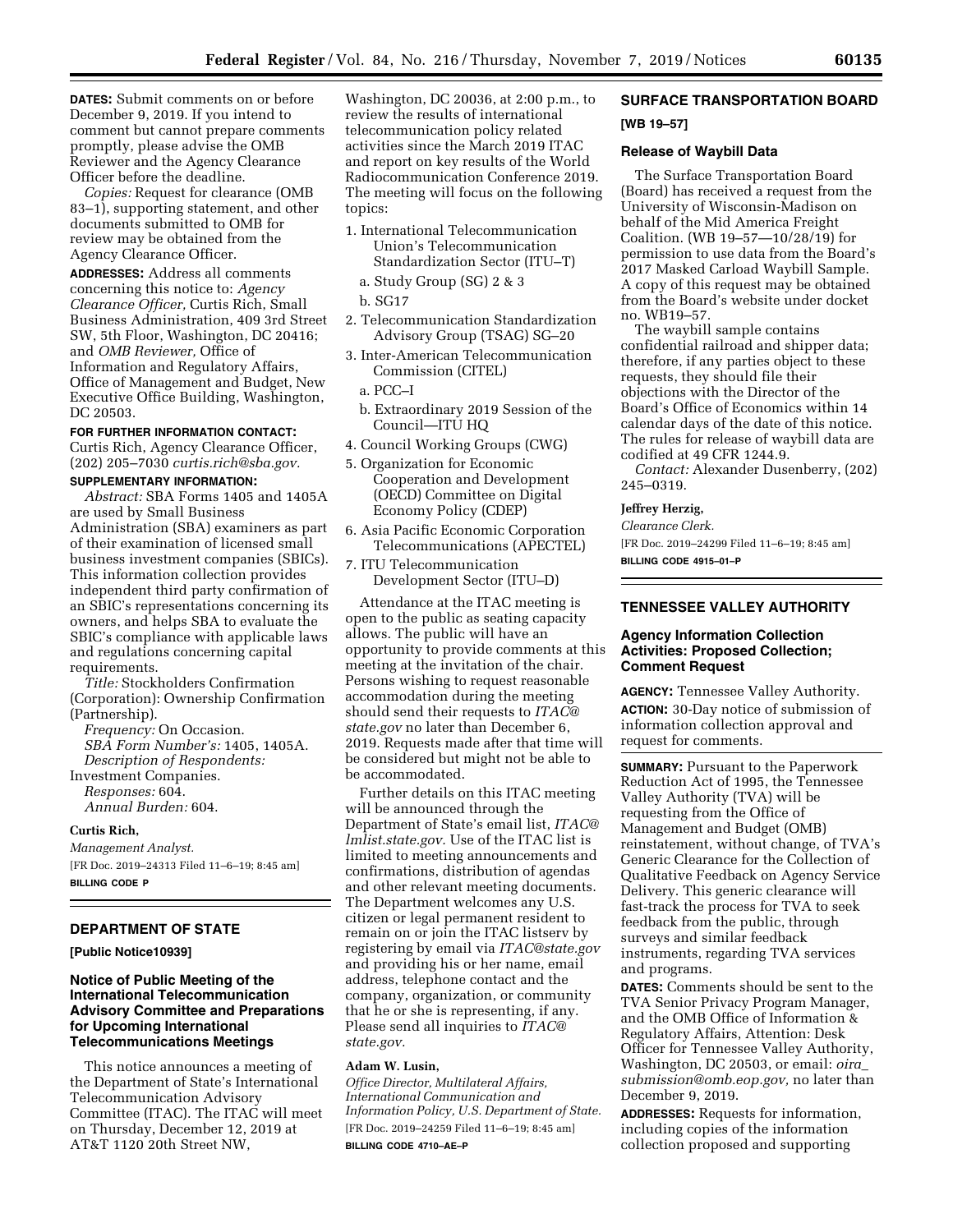**DATES:** Submit comments on or before December 9, 2019. If you intend to comment but cannot prepare comments promptly, please advise the OMB Reviewer and the Agency Clearance Officer before the deadline.

*Copies:* Request for clearance (OMB 83–1), supporting statement, and other documents submitted to OMB for review may be obtained from the Agency Clearance Officer.

**ADDRESSES:** Address all comments concerning this notice to: *Agency Clearance Officer,* Curtis Rich, Small Business Administration, 409 3rd Street SW, 5th Floor, Washington, DC 20416; and *OMB Reviewer,* Office of Information and Regulatory Affairs, Office of Management and Budget, New Executive Office Building, Washington, DC 20503.

**FOR FURTHER INFORMATION CONTACT:** Curtis Rich, Agency Clearance Officer, (202) 205–7030 *curtis.rich@sba.gov.*

**SUPPLEMENTARY INFORMATION:**

*Abstract:* SBA Forms 1405 and 1405A are used by Small Business Administration (SBA) examiners as part of their examination of licensed small business investment companies (SBICs). This information collection provides independent third party confirmation of an SBIC's representations concerning its owners, and helps SBA to evaluate the SBIC's compliance with applicable laws and regulations concerning capital requirements.

*Title:* Stockholders Confirmation (Corporation): Ownership Confirmation (Partnership).

*Frequency:* On Occasion.

*SBA Form Number's:* 1405, 1405A.

*Description of Respondents:* Investment Companies.

*Responses:* 604.

*Annual Burden:* 604.

**Curtis Rich,**

*Management Analyst.*

[FR Doc. 2019–24313 Filed 11–6–19; 8:45 am]

**BILLING CODE P**

## DEPARTMENT OF STATE

**[Public Notice10939]**

### Notice of Public Meeting of the International Telecommunication Advisory Committee and Preparations for Upcoming International Telecommunications Meetings

This notice announces a meeting of the Department of State's International Telecommunication Advisory Committee (ITAC). The ITAC will meet on Thursday, December 12, 2019 at AT&T 1120 20th Street NW, Washington, DC 20036, at 2:00 p.m., to review the results of international telecommunication policy related activities since the March 2019 ITAC and report on key results of the World Radiocommunication Conference 2019. The meeting will focus on the following topics:

1. International Telecommunication Union's Telecommunication Standardization Sector (ITU–T)
   a. Study Group (SG) 2 & 3
   b. SG17
2. Telecommunication Standardization Advisory Group (TSAG) SG–20
3. Inter-American Telecommunication Commission (CITEL)
   a. PCC–I
   b. Extraordinary 2019 Session of the Council—ITU HQ
4. Council Working Groups (CWG)
5. Organization for Economic Cooperation and Development (OECD) Committee on Digital Economy Policy (CDEP)
6. Asia Pacific Economic Corporation Telecommunications (APECTEL)
7. ITU Telecommunication Development Sector (ITU–D)

Attendance at the ITAC meeting is open to the public as seating capacity allows. The public will have an opportunity to provide comments at this meeting at the invitation of the chair. Persons wishing to request reasonable accommodation during the meeting should send their requests to *ITAC@state.gov* no later than December 6, 2019. Requests made after that time will be considered but might not be able to be accommodated.

Further details on this ITAC meeting will be announced through the Department of State's email list, *ITAC@lmlist.state.gov.* Use of the ITAC list is limited to meeting announcements and confirmations, distribution of agendas and other relevant meeting documents. The Department welcomes any U.S. citizen or legal permanent resident to remain on or join the ITAC listserv by registering by email via *ITAC@state.gov* and providing his or her name, email address, telephone contact and the company, organization, or community that he or she is representing, if any. Please send all inquiries to *ITAC@state.gov.*

**Adam W. Lusin,**

*Office Director, Multilateral Affairs, International Communication and Information Policy, U.S. Department of State.*

[FR Doc. 2019–24259 Filed 11–6–19; 8:45 am]

**BILLING CODE 4710–AE–P**

## SURFACE TRANSPORTATION BOARD

**[WB 19–57]**

### Release of Waybill Data

The Surface Transportation Board (Board) has received a request from the University of Wisconsin-Madison on behalf of the Mid America Freight Coalition. (WB 19–57—10/28/19) for permission to use data from the Board's 2017 Masked Carload Waybill Sample. A copy of this request may be obtained from the Board's website under docket no. WB19–57.

The waybill sample contains confidential railroad and shipper data; therefore, if any parties object to these requests, they should file their objections with the Director of the Board's Office of Economics within 14 calendar days of the date of this notice. The rules for release of waybill data are codified at 49 CFR 1244.9.

*Contact:* Alexander Dusenberry, (202) 245–0319.

**Jeffrey Herzig,**

*Clearance Clerk.*

[FR Doc. 2019–24299 Filed 11–6–19; 8:45 am]

**BILLING CODE 4915–01–P**

## TENNESSEE VALLEY AUTHORITY

### Agency Information Collection Activities: Proposed Collection; Comment Request

**AGENCY:** Tennessee Valley Authority.

**ACTION:** 30-Day notice of submission of information collection approval and request for comments.

**SUMMARY:** Pursuant to the Paperwork Reduction Act of 1995, the Tennessee Valley Authority (TVA) will be requesting from the Office of Management and Budget (OMB) reinstatement, without change, of TVA's Generic Clearance for the Collection of Qualitative Feedback on Agency Service Delivery. This generic clearance will fast-track the process for TVA to seek feedback from the public, through surveys and similar feedback instruments, regarding TVA services and programs.

**DATES:** Comments should be sent to the TVA Senior Privacy Program Manager, and the OMB Office of Information & Regulatory Affairs, Attention: Desk Officer for Tennessee Valley Authority, Washington, DC 20503, or email: *oira_submission@omb.eop.gov,* no later than December 9, 2019.

**ADDRESSES:** Requests for information, including copies of the information collection proposed and supporting